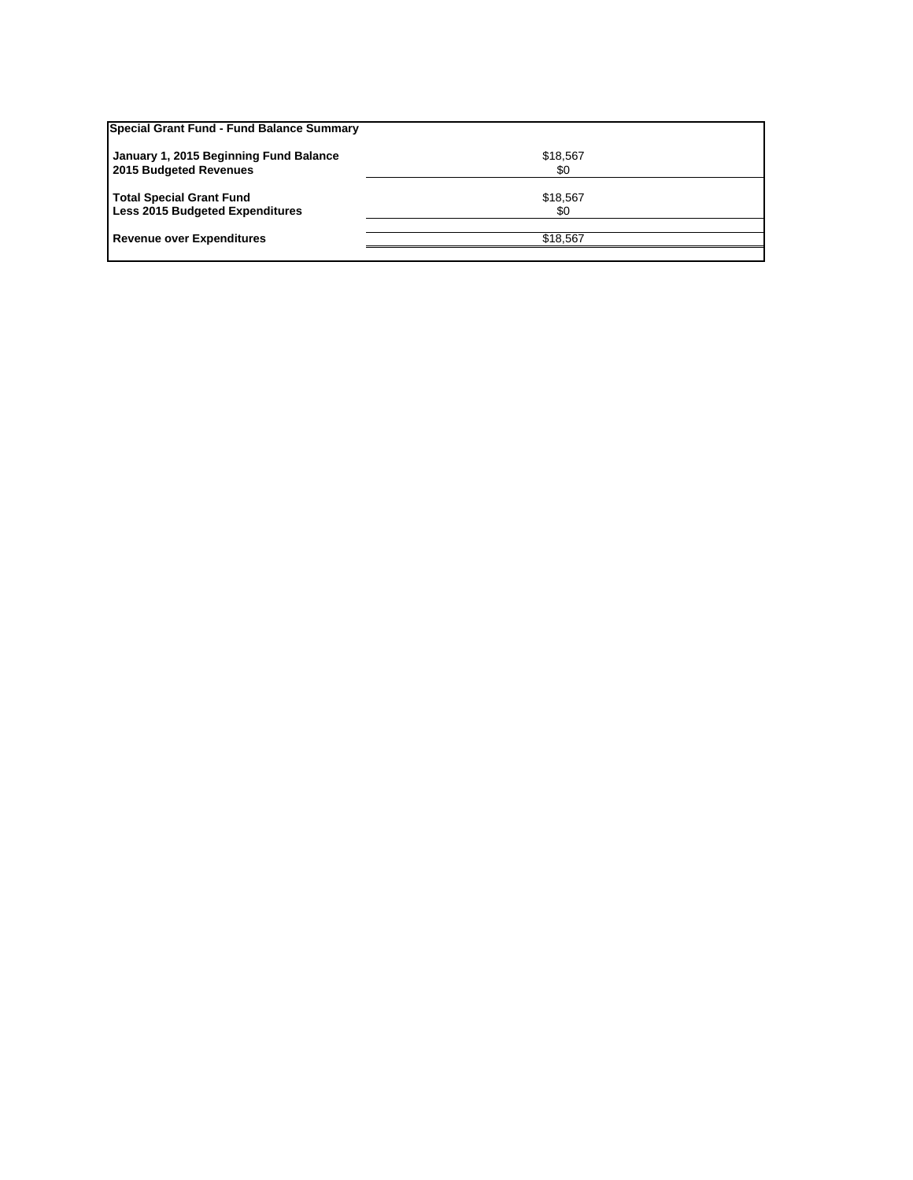| Special Grant Fund - Fund Balance Summary | |
|---|---|
| **January 1, 2015 Beginning Fund Balance** | $18,567 |
| **2015 Budgeted Revenues** | $0 |
| **Total Special Grant Fund** | $18,567 |
| **Less 2015 Budgeted Expenditures** | $0 |
| **Revenue over Expenditures** | $18,567 |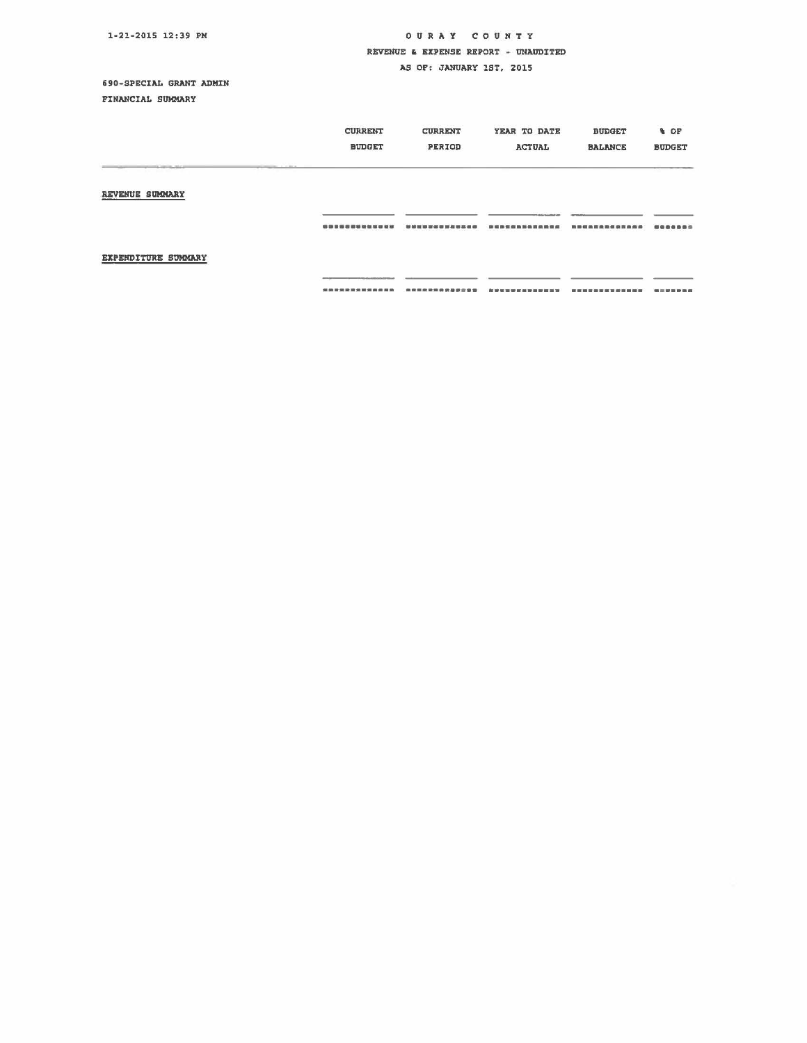# OURAY COUNTY

## REVENUE & EXPENSE REPORT - UNAUDITED

## AS OF: JANUARY 1ST, 2015

690-SPECIAL GRANT ADMIN

FINANCIAL SUMMARY

| | CURRENT BUDGET | CURRENT PERIOD | YEAR TO DATE ACTUAL | BUDGET BALANCE | % OF BUDGET |
|---|---|---|---|---|---|
| REVENUE SUMMARY | | | | | |
| | | | | | |
| EXPENDITURE SUMMARY | | | | | |
| | | | | | |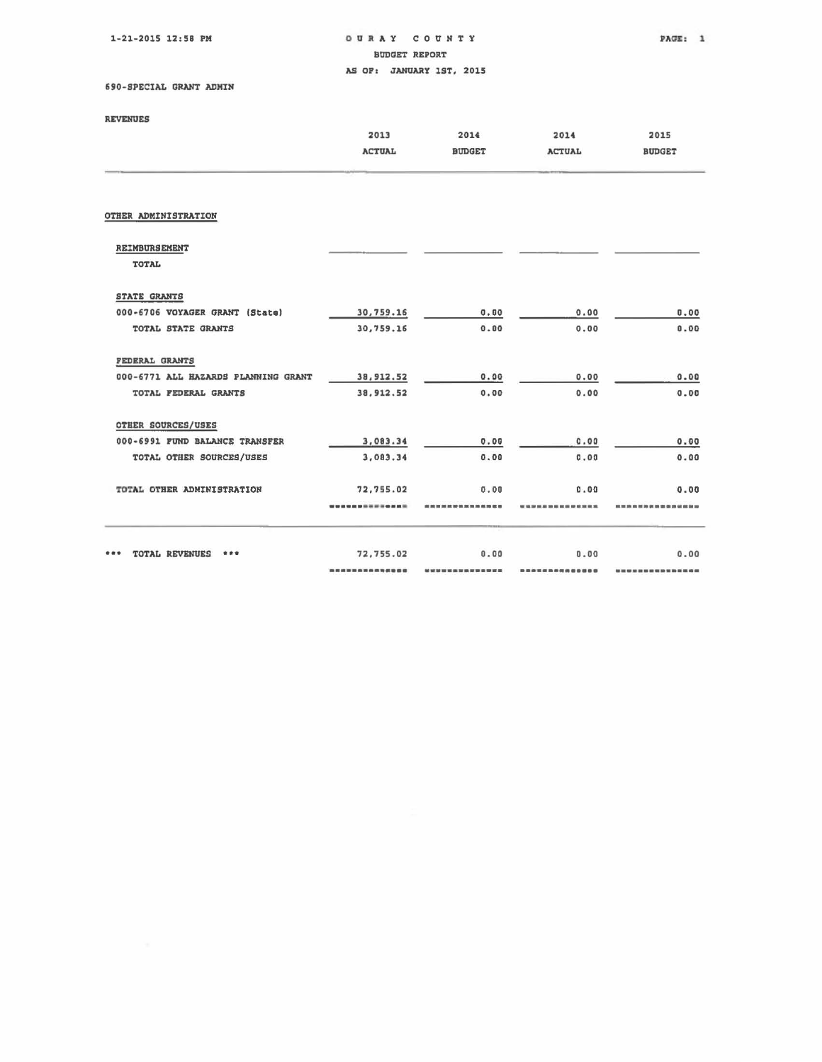# OURAY COUNTY

BUDGET REPORT

AS OF: JANUARY 1ST, 2015

1-21-2015 12:58 PM

690-SPECIAL GRANT ADMIN

REVENUES

| | 2013 ACTUAL | 2014 BUDGET | 2014 ACTUAL | 2015 BUDGET |
|---|---|---|---|---|
| **OTHER ADMINISTRATION** | | | | |
| **REIMBURSEMENT** | | | | |
| TOTAL | | | | |
| **STATE GRANTS** | | | | |
| 000-6706 VOYAGER GRANT (State) | 30,759.16 | 0.00 | 0.00 | 0.00 |
| TOTAL STATE GRANTS | 30,759.16 | 0.00 | 0.00 | 0.00 |
| **FEDERAL GRANTS** | | | | |
| 000-6771 ALL HAZARDS PLANNING GRANT | 38,912.52 | 0.00 | 0.00 | 0.00 |
| TOTAL FEDERAL GRANTS | 38,912.52 | 0.00 | 0.00 | 0.00 |
| **OTHER SOURCES/USES** | | | | |
| 000-6991 FUND BALANCE TRANSFER | 3,083.34 | 0.00 | 0.00 | 0.00 |
| TOTAL OTHER SOURCES/USES | 3,083.34 | 0.00 | 0.00 | 0.00 |
| TOTAL OTHER ADMINISTRATION | 72,755.02 | 0.00 | 0.00 | 0.00 |
| *** TOTAL REVENUES *** | 72,755.02 | 0.00 | 0.00 | 0.00 |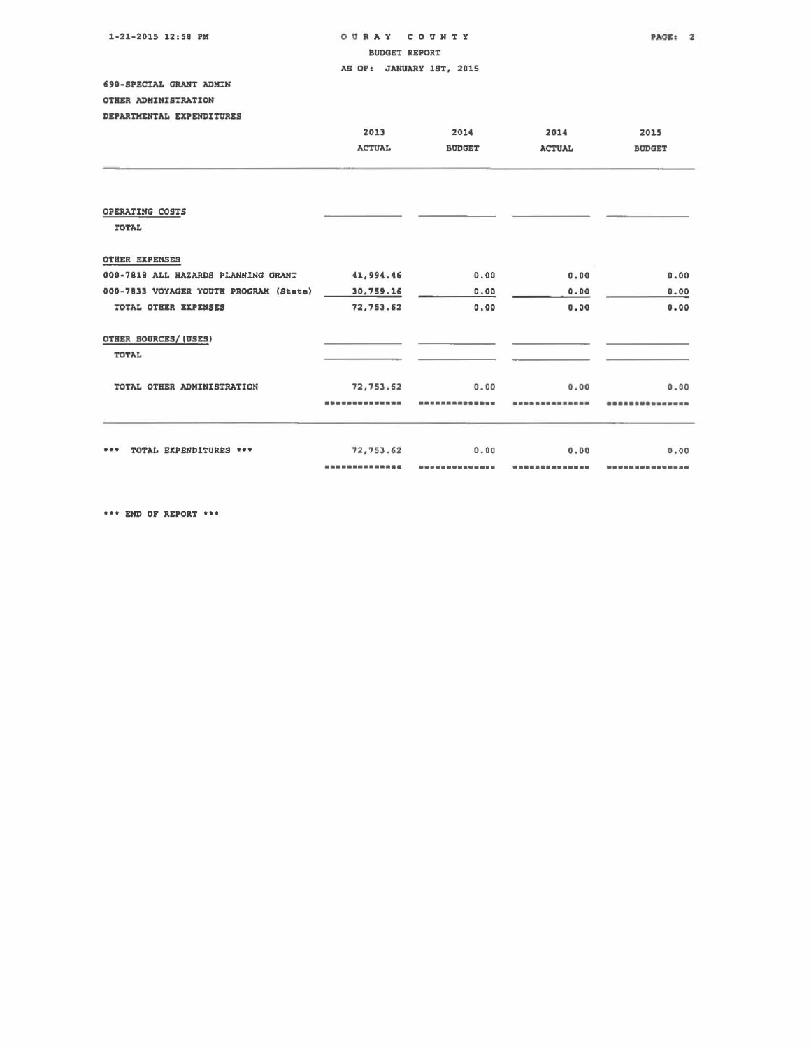OURAY COUNTY
BUDGET REPORT
AS OF: JANUARY 1ST, 2015

690-SPECIAL GRANT ADMIN
OTHER ADMINISTRATION
DEPARTMENTAL EXPENDITURES

| | 2013 ACTUAL | 2014 BUDGET | 2014 ACTUAL | 2015 BUDGET |
|---|---|---|---|---|
| **OPERATING COSTS** | | | | |
| TOTAL | | | | |
| **OTHER EXPENSES** | | | | |
| 000-7818 ALL HAZARDS PLANNING GRANT | 41,994.46 | 0.00 | 0.00 | 0.00 |
| 000-7833 VOYAGER YOUTH PROGRAM (State) | 30,759.16 | 0.00 | 0.00 | 0.00 |
| TOTAL OTHER EXPENSES | 72,753.62 | 0.00 | 0.00 | 0.00 |
| **OTHER SOURCES/(USES)** | | | | |
| TOTAL | | | | |
| TOTAL OTHER ADMINISTRATION | 72,753.62 | 0.00 | 0.00 | 0.00 |
| *** TOTAL EXPENDITURES *** | 72,753.62 | 0.00 | 0.00 | 0.00 |

*** END OF REPORT ***